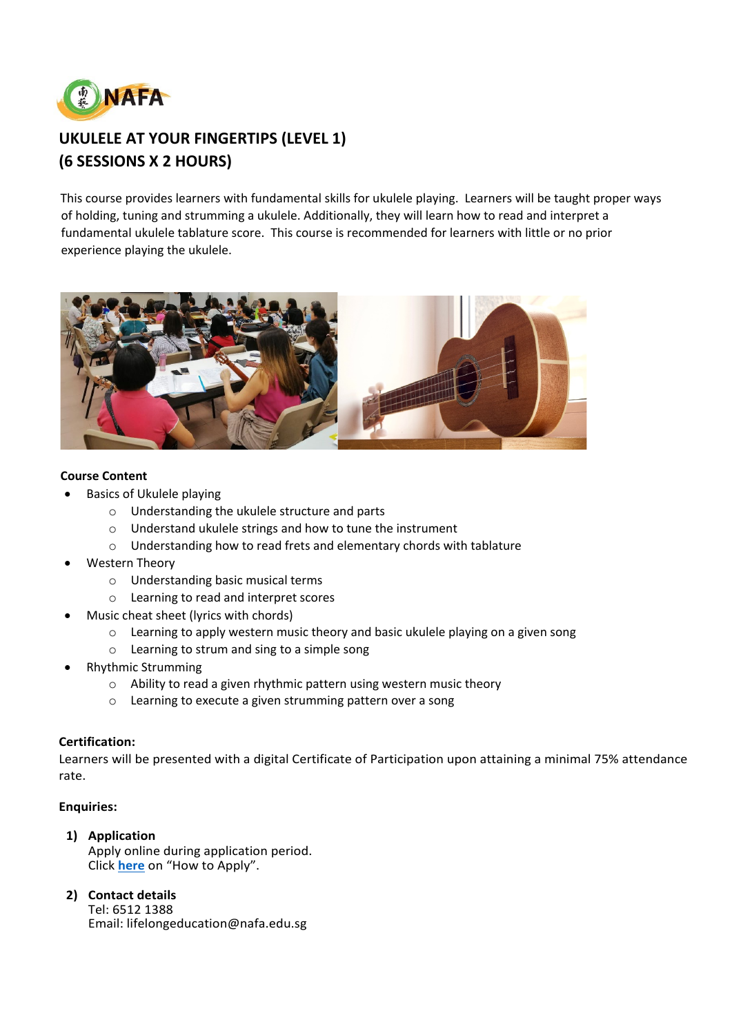# UKULELE AT YOUR FINGERTIPS (LEVEL 1)
# (6 SESSIONS X 2 HOURS)

This course provides learners with fundamental skills for ukulele playing. Learners will be taught proper ways of holding, tuning and strumming a ukulele. Additionally, they will learn how to read and interpret a fundamental ukulele tablature score. This course is recommended for learners with little or no prior experience playing the ukulele.

**Course Content**

- Basics of Ukulele playing
  - Understanding the ukulele structure and parts
  - Understand ukulele strings and how to tune the instrument
  - Understanding how to read frets and elementary chords with tablature
- Western Theory
  - Understanding basic musical terms
  - Learning to read and interpret scores
- Music cheat sheet (lyrics with chords)
  - Learning to apply western music theory and basic ukulele playing on a given song
  - Learning to strum and sing to a simple song
- Rhythmic Strumming
  - Ability to read a given rhythmic pattern using western music theory
  - Learning to execute a given strumming pattern over a song

**Certification:**

Learners will be presented with a digital Certificate of Participation upon attaining a minimal 75% attendance rate.

**Enquiries:**

1) **Application**
   Apply online during application period.
   Click **here** on "How to Apply".

2) **Contact details**
   Tel: 6512 1388
   Email: lifelongeducation@nafa.edu.sg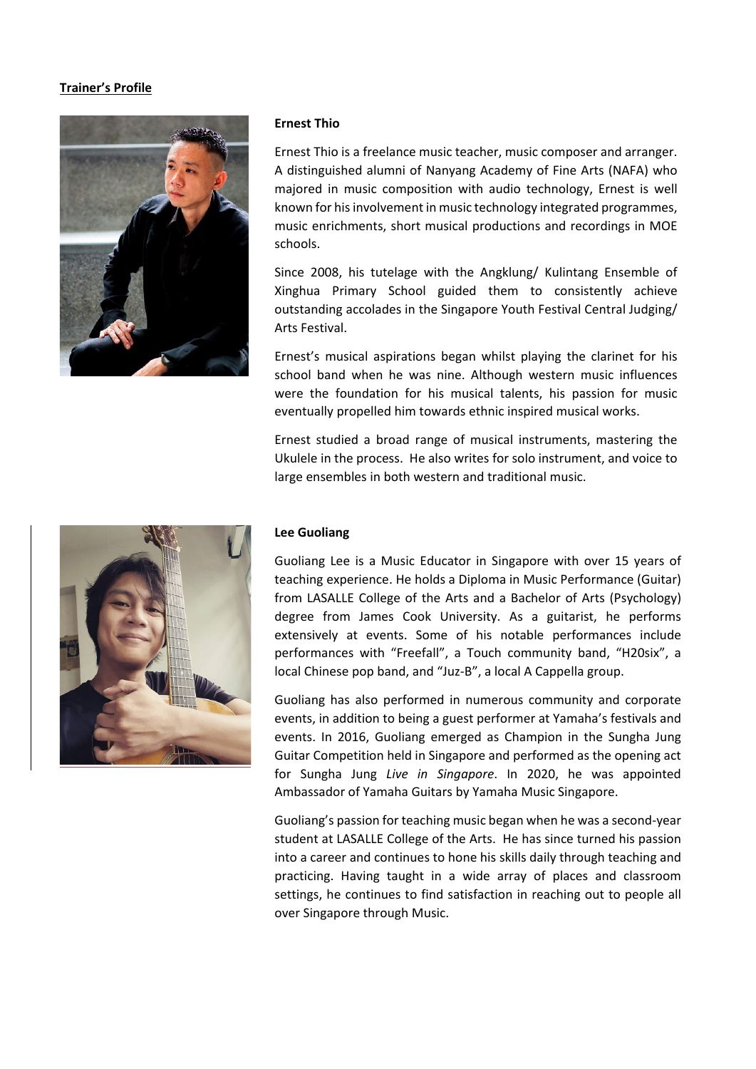**Trainer's Profile**

**Ernest Thio**

Ernest Thio is a freelance music teacher, music composer and arranger. A distinguished alumni of Nanyang Academy of Fine Arts (NAFA) who majored in music composition with audio technology, Ernest is well known for his involvement in music technology integrated programmes, music enrichments, short musical productions and recordings in MOE schools.

Since 2008, his tutelage with the Angklung/ Kulintang Ensemble of Xinghua Primary School guided them to consistently achieve outstanding accolades in the Singapore Youth Festival Central Judging/ Arts Festival.

Ernest's musical aspirations began whilst playing the clarinet for his school band when he was nine. Although western music influences were the foundation for his musical talents, his passion for music eventually propelled him towards ethnic inspired musical works.

Ernest studied a broad range of musical instruments, mastering the Ukulele in the process. He also writes for solo instrument, and voice to large ensembles in both western and traditional music.

**Lee Guoliang**

Guoliang Lee is a Music Educator in Singapore with over 15 years of teaching experience. He holds a Diploma in Music Performance (Guitar) from LASALLE College of the Arts and a Bachelor of Arts (Psychology) degree from James Cook University. As a guitarist, he performs extensively at events. Some of his notable performances include performances with "Freefall", a Touch community band, "H20six", a local Chinese pop band, and "Juz-B", a local A Cappella group.

Guoliang has also performed in numerous community and corporate events, in addition to being a guest performer at Yamaha's festivals and events. In 2016, Guoliang emerged as Champion in the Sungha Jung Guitar Competition held in Singapore and performed as the opening act for Sungha Jung *Live in Singapore*. In 2020, he was appointed Ambassador of Yamaha Guitars by Yamaha Music Singapore.

Guoliang's passion for teaching music began when he was a second-year student at LASALLE College of the Arts. He has since turned his passion into a career and continues to hone his skills daily through teaching and practicing. Having taught in a wide array of places and classroom settings, he continues to find satisfaction in reaching out to people all over Singapore through Music.